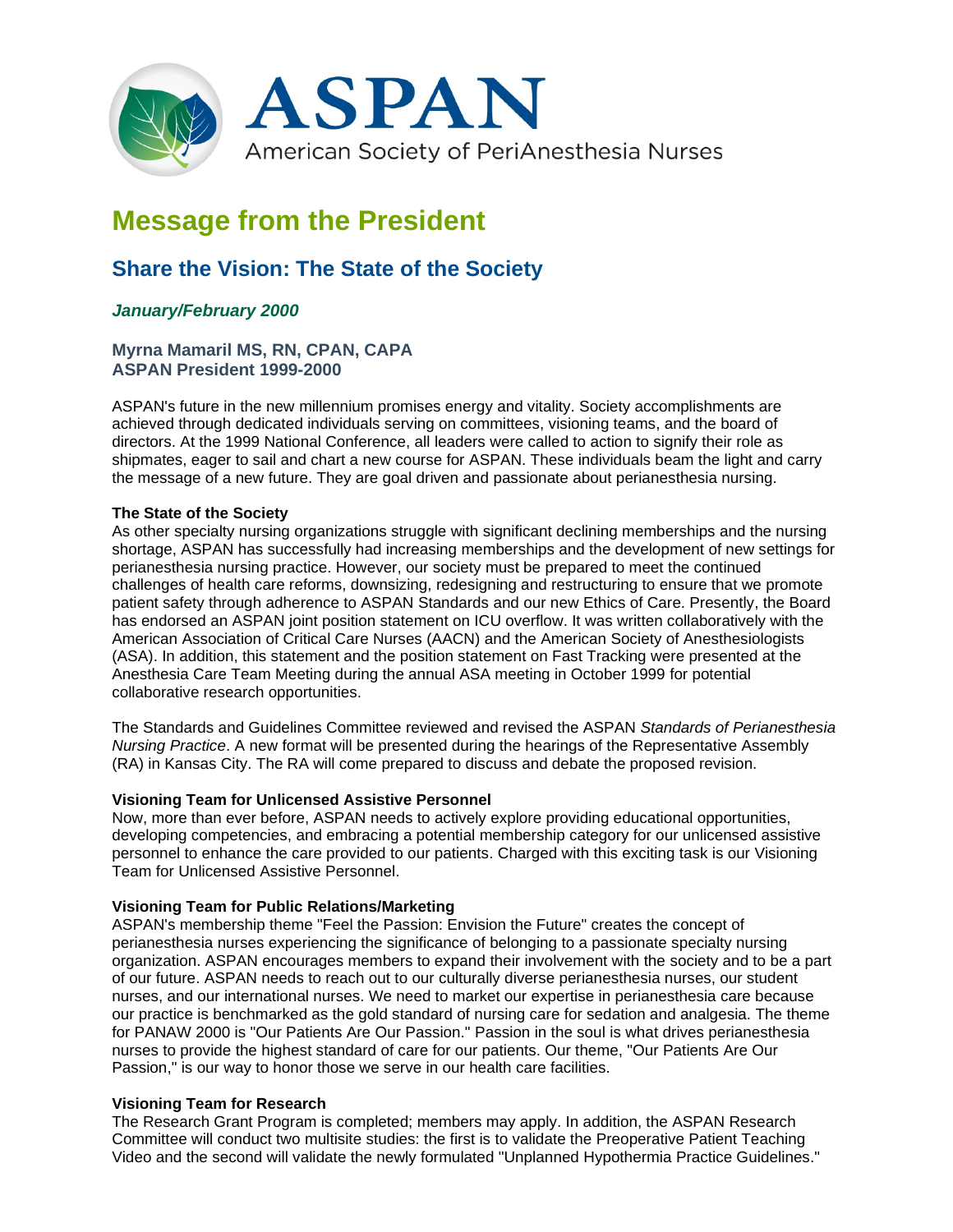# ASPAN

American Society of PeriAnesthesia Nurses

## Message from the President

### Share the Vision: The State of the Society

***January/February 2000***

**Myrna Mamaril MS, RN, CPAN, CAPA**
**ASPAN President 1999-2000**

ASPAN's future in the new millennium promises energy and vitality. Society accomplishments are achieved through dedicated individuals serving on committees, visioning teams, and the board of directors. At the 1999 National Conference, all leaders were called to action to signify their role as shipmates, eager to sail and chart a new course for ASPAN. These individuals beam the light and carry the message of a new future. They are goal driven and passionate about perianesthesia nursing.

**The State of the Society**
As other specialty nursing organizations struggle with significant declining memberships and the nursing shortage, ASPAN has successfully had increasing memberships and the development of new settings for perianesthesia nursing practice. However, our society must be prepared to meet the continued challenges of health care reforms, downsizing, redesigning and restructuring to ensure that we promote patient safety through adherence to ASPAN Standards and our new Ethics of Care. Presently, the Board has endorsed an ASPAN joint position statement on ICU overflow. It was written collaboratively with the American Association of Critical Care Nurses (AACN) and the American Society of Anesthesiologists (ASA). In addition, this statement and the position statement on Fast Tracking were presented at the Anesthesia Care Team Meeting during the annual ASA meeting in October 1999 for potential collaborative research opportunities.

The Standards and Guidelines Committee reviewed and revised the ASPAN *Standards of Perianesthesia Nursing Practice*. A new format will be presented during the hearings of the Representative Assembly (RA) in Kansas City. The RA will come prepared to discuss and debate the proposed revision.

**Visioning Team for Unlicensed Assistive Personnel**
Now, more than ever before, ASPAN needs to actively explore providing educational opportunities, developing competencies, and embracing a potential membership category for our unlicensed assistive personnel to enhance the care provided to our patients. Charged with this exciting task is our Visioning Team for Unlicensed Assistive Personnel.

**Visioning Team for Public Relations/Marketing**
ASPAN's membership theme "Feel the Passion: Envision the Future" creates the concept of perianesthesia nurses experiencing the significance of belonging to a passionate specialty nursing organization. ASPAN encourages members to expand their involvement with the society and to be a part of our future. ASPAN needs to reach out to our culturally diverse perianesthesia nurses, our student nurses, and our international nurses. We need to market our expertise in perianesthesia care because our practice is benchmarked as the gold standard of nursing care for sedation and analgesia. The theme for PANAW 2000 is "Our Patients Are Our Passion." Passion in the soul is what drives perianesthesia nurses to provide the highest standard of care for our patients. Our theme, "Our Patients Are Our Passion," is our way to honor those we serve in our health care facilities.

**Visioning Team for Research**
The Research Grant Program is completed; members may apply. In addition, the ASPAN Research Committee will conduct two multisite studies: the first is to validate the Preoperative Patient Teaching Video and the second will validate the newly formulated "Unplanned Hypothermia Practice Guidelines."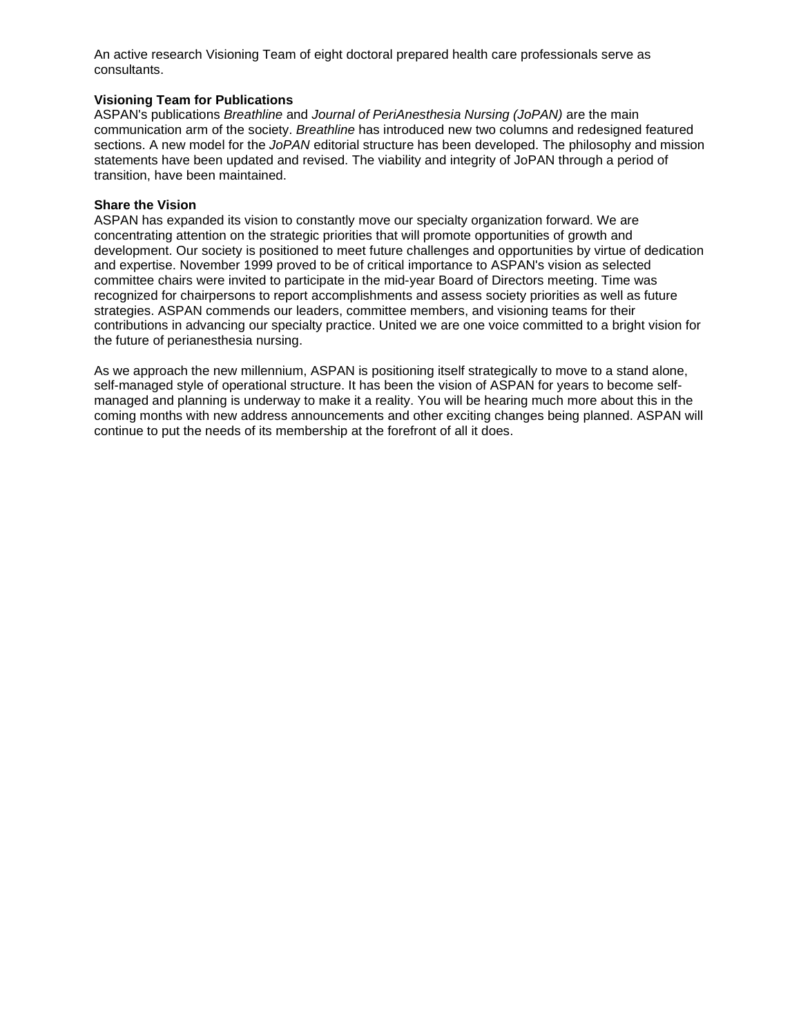An active research Visioning Team of eight doctoral prepared health care professionals serve as consultants.

**Visioning Team for Publications**
ASPAN's publications *Breathline* and *Journal of PeriAnesthesia Nursing (JoPAN)* are the main communication arm of the society. *Breathline* has introduced new two columns and redesigned featured sections. A new model for the *JoPAN* editorial structure has been developed. The philosophy and mission statements have been updated and revised. The viability and integrity of JoPAN through a period of transition, have been maintained.

**Share the Vision**
ASPAN has expanded its vision to constantly move our specialty organization forward. We are concentrating attention on the strategic priorities that will promote opportunities of growth and development. Our society is positioned to meet future challenges and opportunities by virtue of dedication and expertise. November 1999 proved to be of critical importance to ASPAN's vision as selected committee chairs were invited to participate in the mid-year Board of Directors meeting. Time was recognized for chairpersons to report accomplishments and assess society priorities as well as future strategies. ASPAN commends our leaders, committee members, and visioning teams for their contributions in advancing our specialty practice. United we are one voice committed to a bright vision for the future of perianesthesia nursing.

As we approach the new millennium, ASPAN is positioning itself strategically to move to a stand alone, self-managed style of operational structure. It has been the vision of ASPAN for years to become self-managed and planning is underway to make it a reality. You will be hearing much more about this in the coming months with new address announcements and other exciting changes being planned. ASPAN will continue to put the needs of its membership at the forefront of all it does.